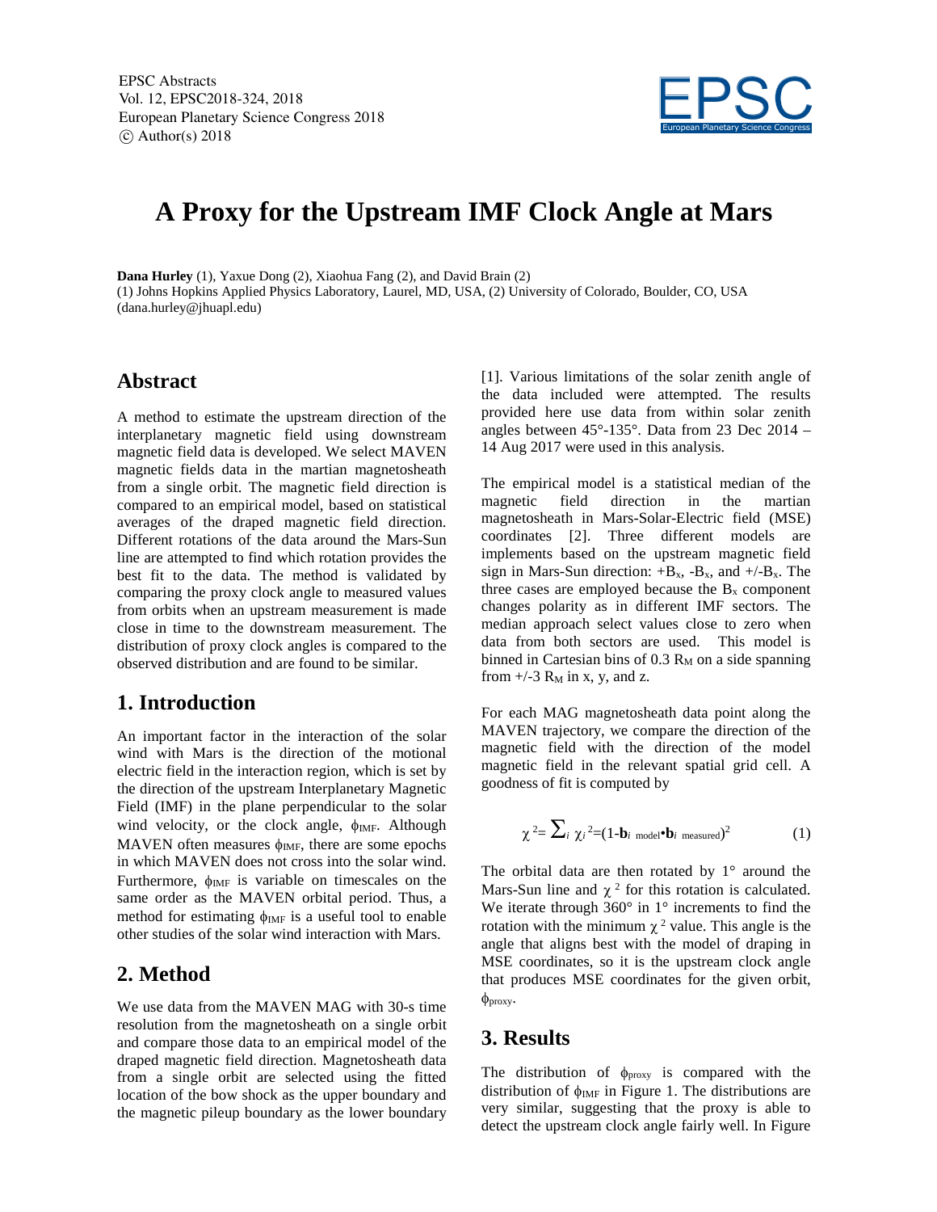# A Proxy for the Upstream IMF Clock Angle at Mars

**Dana Hurley** (1), Yaxue Dong (2), Xiaohua Fang (2), and David Brain (2)
(1) Johns Hopkins Applied Physics Laboratory, Laurel, MD, USA, (2) University of Colorado, Boulder, CO, USA (dana.hurley@jhuapl.edu)

## Abstract

A method to estimate the upstream direction of the interplanetary magnetic field using downstream magnetic field data is developed. We select MAVEN magnetic fields data in the martian magnetosheath from a single orbit. The magnetic field direction is compared to an empirical model, based on statistical averages of the draped magnetic field direction. Different rotations of the data around the Mars-Sun line are attempted to find which rotation provides the best fit to the data. The method is validated by comparing the proxy clock angle to measured values from orbits when an upstream measurement is made close in time to the downstream measurement. The distribution of proxy clock angles is compared to the observed distribution and are found to be similar.

## 1. Introduction

An important factor in the interaction of the solar wind with Mars is the direction of the motional electric field in the interaction region, which is set by the direction of the upstream Interplanetary Magnetic Field (IMF) in the plane perpendicular to the solar wind velocity, or the clock angle, $\phi_{IMF}$. Although MAVEN often measures $\phi_{IMF}$, there are some epochs in which MAVEN does not cross into the solar wind. Furthermore, $\phi_{IMF}$ is variable on timescales on the same order as the MAVEN orbital period. Thus, a method for estimating $\phi_{IMF}$ is a useful tool to enable other studies of the solar wind interaction with Mars.

## 2. Method

We use data from the MAVEN MAG with 30-s time resolution from the magnetosheath on a single orbit and compare those data to an empirical model of the draped magnetic field direction. Magnetosheath data from a single orbit are selected using the fitted location of the bow shock as the upper boundary and the magnetic pileup boundary as the lower boundary [1]. Various limitations of the solar zenith angle of the data included were attempted. The results provided here use data from within solar zenith angles between 45°-135°. Data from 23 Dec 2014 – 14 Aug 2017 were used in this analysis.

The empirical model is a statistical median of the magnetic field direction in the martian magnetosheath in Mars-Solar-Electric field (MSE) coordinates [2]. Three different models are implements based on the upstream magnetic field sign in Mars-Sun direction: $+B_x$, $-B_x$, and $+/-B_x$. The three cases are employed because the $B_x$ component changes polarity as in different IMF sectors. The median approach select values close to zero when data from both sectors are used. This model is binned in Cartesian bins of 0.3 $R_M$ on a side spanning from +/-3 $R_M$ in x, y, and z.

For each MAG magnetosheath data point along the MAVEN trajectory, we compare the direction of the magnetic field with the direction of the model magnetic field in the relevant spatial grid cell. A goodness of fit is computed by

$$\chi^2 = \sum_i \chi_i^2 = (1 - \mathbf{b}_{i\ \mathrm{model}} \bullet \mathbf{b}_{i\ \mathrm{measured}})^2 \quad (1)$$

The orbital data are then rotated by 1° around the Mars-Sun line and $\chi^2$ for this rotation is calculated. We iterate through 360° in 1° increments to find the rotation with the minimum $\chi^2$ value. This angle is the angle that aligns best with the model of draping in MSE coordinates, so it is the upstream clock angle that produces MSE coordinates for the given orbit, $\phi_{proxy}$.

## 3. Results

The distribution of $\phi_{proxy}$ is compared with the distribution of $\phi_{IMF}$ in Figure 1. The distributions are very similar, suggesting that the proxy is able to detect the upstream clock angle fairly well. In Figure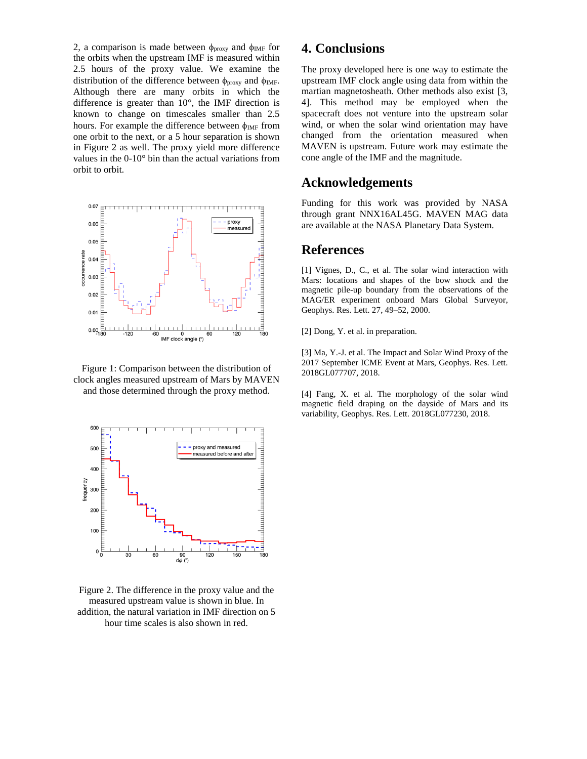2, a comparison is made between $\phi_{proxy}$ and $\phi_{IMF}$ for the orbits when the upstream IMF is measured within 2.5 hours of the proxy value. We examine the distribution of the difference between $\phi_{proxy}$ and $\phi_{IMF}$. Although there are many orbits in which the difference is greater than 10°, the IMF direction is known to change on timescales smaller than 2.5 hours. For example the difference between $\phi_{IMF}$ from one orbit to the next, or a 5 hour separation is shown in Figure 2 as well. The proxy yield more difference values in the 0-10° bin than the actual variations from orbit to orbit.

0.07
0.06
0.05
0.04
0.03
0.02
0.01
0.00
occurrence rate
-180 -120 -60 0 60 120 180
IMF clock angle (°)
proxy
measured

Figure 1: Comparison between the distribution of clock angles measured upstream of Mars by MAVEN and those determined through the proxy method.

600
500
400
300
200
100
0
frequency
0 30 60 90 120 150 180
$d\phi$ (°)
proxy and measured
measured before and after

Figure 2. The difference in the proxy value and the measured upstream value is shown in blue. In addition, the natural variation in IMF direction on 5 hour time scales is also shown in red.

# 4. Conclusions

The proxy developed here is one way to estimate the upstream IMF clock angle using data from within the martian magnetosheath. Other methods also exist [3, 4]. This method may be employed when the spacecraft does not venture into the upstream solar wind, or when the solar wind orientation may have changed from the orientation measured when MAVEN is upstream. Future work may estimate the cone angle of the IMF and the magnitude.

# Acknowledgements

Funding for this work was provided by NASA through grant NNX16AL45G. MAVEN MAG data are available at the NASA Planetary Data System.

# References

[1] Vignes, D., C., et al. The solar wind interaction with Mars: locations and shapes of the bow shock and the magnetic pile-up boundary from the observations of the MAG/ER experiment onboard Mars Global Surveyor, Geophys. Res. Lett. 27, 49–52, 2000.

[2] Dong, Y. et al. in preparation.

[3] Ma, Y.-J. et al. The Impact and Solar Wind Proxy of the 2017 September ICME Event at Mars, Geophys. Res. Lett. 2018GL077707, 2018.

[4] Fang, X. et al. The morphology of the solar wind magnetic field draping on the dayside of Mars and its variability, Geophys. Res. Lett. 2018GL077230, 2018.